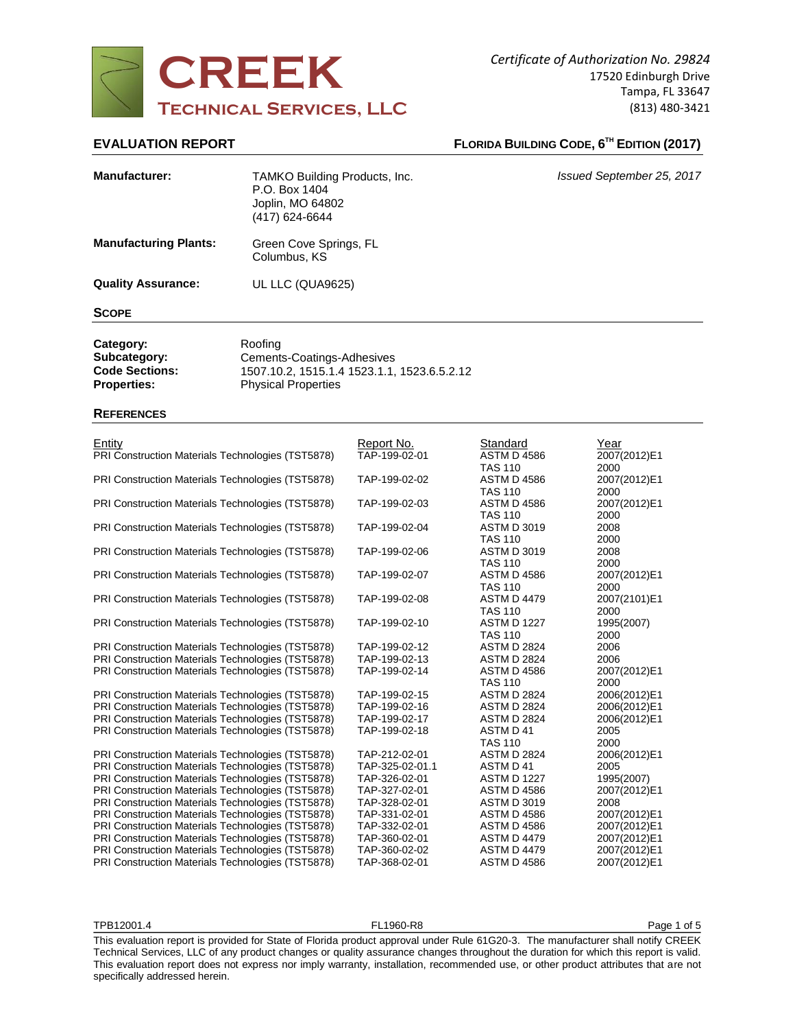# CREEK

## TECHNICAL SERVICES, LLC

*Certificate of Authorization No. 29824*
17520 Edinburgh Drive
Tampa, FL 33647
(813) 480-3421

## EVALUATION REPORT

**FLORIDA BUILDING CODE, 6TH EDITION (2017)**

**Manufacturer:** TAMKO Building Products, Inc.
P.O. Box 1404
Joplin, MO 64802
(417) 624-6644

*Issued September 25, 2017*

**Manufacturing Plants:** Green Cove Springs, FL
Columbus, KS

**Quality Assurance:** UL LLC (QUA9625)

### SCOPE

**Category:** Roofing
**Subcategory:** Cements-Coatings-Adhesives
**Code Sections:** 1507.10.2, 1515.1.4 1523.1.1, 1523.6.5.2.12
**Properties:** Physical Properties

### REFERENCES

| Entity | Report No. | Standard | Year |
|---|---|---|---|
| PRI Construction Materials Technologies (TST5878) | TAP-199-02-01 | ASTM D 4586<br>TAS 110 | 2007(2012)E1<br>2000 |
| PRI Construction Materials Technologies (TST5878) | TAP-199-02-02 | ASTM D 4586<br>TAS 110 | 2007(2012)E1<br>2000 |
| PRI Construction Materials Technologies (TST5878) | TAP-199-02-03 | ASTM D 4586<br>TAS 110 | 2007(2012)E1<br>2000 |
| PRI Construction Materials Technologies (TST5878) | TAP-199-02-04 | ASTM D 3019<br>TAS 110 | 2008<br>2000 |
| PRI Construction Materials Technologies (TST5878) | TAP-199-02-06 | ASTM D 3019<br>TAS 110 | 2008<br>2000 |
| PRI Construction Materials Technologies (TST5878) | TAP-199-02-07 | ASTM D 4586<br>TAS 110 | 2007(2012)E1<br>2000 |
| PRI Construction Materials Technologies (TST5878) | TAP-199-02-08 | ASTM D 4479<br>TAS 110 | 2007(2101)E1<br>2000 |
| PRI Construction Materials Technologies (TST5878) | TAP-199-02-10 | ASTM D 1227<br>TAS 110 | 1995(2007)<br>2000 |
| PRI Construction Materials Technologies (TST5878) | TAP-199-02-12 | ASTM D 2824 | 2006 |
| PRI Construction Materials Technologies (TST5878) | TAP-199-02-13 | ASTM D 2824 | 2006 |
| PRI Construction Materials Technologies (TST5878) | TAP-199-02-14 | ASTM D 4586<br>TAS 110 | 2007(2012)E1<br>2000 |
| PRI Construction Materials Technologies (TST5878) | TAP-199-02-15 | ASTM D 2824 | 2006(2012)E1 |
| PRI Construction Materials Technologies (TST5878) | TAP-199-02-16 | ASTM D 2824 | 2006(2012)E1 |
| PRI Construction Materials Technologies (TST5878) | TAP-199-02-17 | ASTM D 2824 | 2006(2012)E1 |
| PRI Construction Materials Technologies (TST5878) | TAP-199-02-18 | ASTM D 41<br>TAS 110 | 2005<br>2000 |
| PRI Construction Materials Technologies (TST5878) | TAP-212-02-01 | ASTM D 2824 | 2006(2012)E1 |
| PRI Construction Materials Technologies (TST5878) | TAP-325-02-01.1 | ASTM D 41 | 2005 |
| PRI Construction Materials Technologies (TST5878) | TAP-326-02-01 | ASTM D 1227 | 1995(2007) |
| PRI Construction Materials Technologies (TST5878) | TAP-327-02-01 | ASTM D 4586 | 2007(2012)E1 |
| PRI Construction Materials Technologies (TST5878) | TAP-328-02-01 | ASTM D 3019 | 2008 |
| PRI Construction Materials Technologies (TST5878) | TAP-331-02-01 | ASTM D 4586 | 2007(2012)E1 |
| PRI Construction Materials Technologies (TST5878) | TAP-332-02-01 | ASTM D 4586 | 2007(2012)E1 |
| PRI Construction Materials Technologies (TST5878) | TAP-360-02-01 | ASTM D 4479 | 2007(2012)E1 |
| PRI Construction Materials Technologies (TST5878) | TAP-360-02-02 | ASTM D 4479 | 2007(2012)E1 |
| PRI Construction Materials Technologies (TST5878) | TAP-368-02-01 | ASTM D 4586 | 2007(2012)E1 |

TPB12001.4 FL1960-R8

This evaluation report is provided for State of Florida product approval under Rule 61G20-3. The manufacturer shall notify CREEK Technical Services, LLC of any product changes or quality assurance changes throughout the duration for which this report is valid. This evaluation report does not express nor imply warranty, installation, recommended use, or other product attributes that are not specifically addressed herein.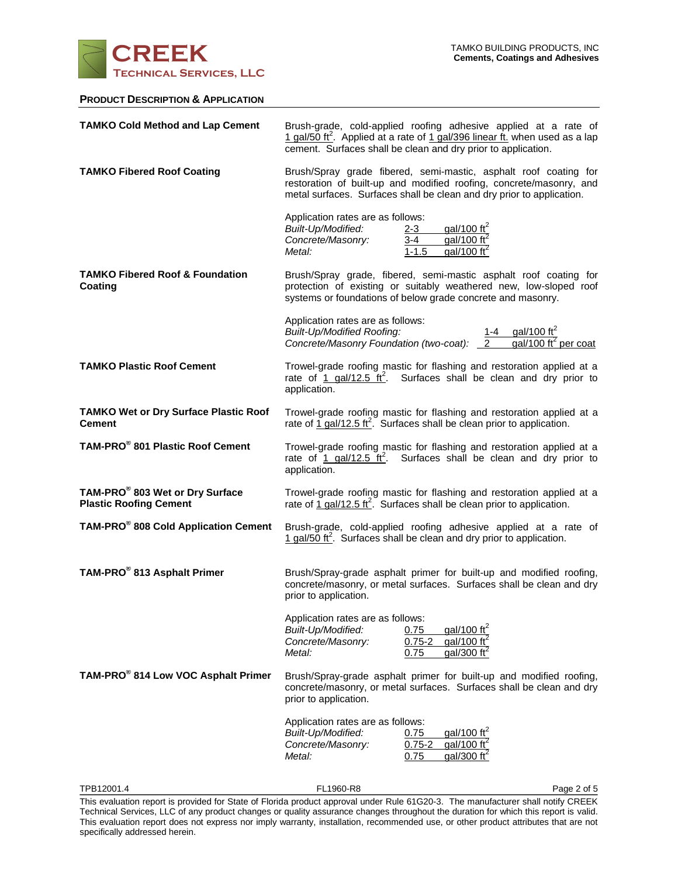## Product Description & Application

**TAMKO Cold Method and Lap Cement**

Brush-grade, cold-applied roofing adhesive applied at a rate of 1 gal/50 $ft^2$. Applied at a rate of 1 gal/396 linear ft. when used as a lap cement. Surfaces shall be clean and dry prior to application.

**TAMKO Fibered Roof Coating**

Brush/Spray grade fibered, semi-mastic, asphalt roof coating for restoration of built-up and modified roofing, concrete/masonry, and metal surfaces. Surfaces shall be clean and dry prior to application.

Application rates are as follows:

| | | |
|---|---|---|
| *Built-Up/Modified:* | 2-3 | gal/100 $ft^2$ |
| *Concrete/Masonry:* | 3-4 | gal/100 $ft^2$ |
| *Metal:* | 1-1.5 | gal/100 $ft^2$ |

**TAMKO Fibered Roof & Foundation Coating**

Brush/Spray grade, fibered, semi-mastic asphalt roof coating for protection of existing or suitably weathered new, low-sloped roof systems or foundations of below grade concrete and masonry.

Application rates are as follows:

| | | |
|---|---|---|
| *Built-Up/Modified Roofing:* | 1-4 | gal/100 $ft^2$ |
| *Concrete/Masonry Foundation (two-coat):* | 2 | gal/100 $ft^2$ per coat |

**TAMKO Plastic Roof Cement**

Trowel-grade roofing mastic for flashing and restoration applied at a rate of 1 gal/12.5 $ft^2$. Surfaces shall be clean and dry prior to application.

**TAMKO Wet or Dry Surface Plastic Roof Cement**

Trowel-grade roofing mastic for flashing and restoration applied at a rate of 1 gal/12.5 $ft^2$. Surfaces shall be clean prior to application.

**TAM-PRO® 801 Plastic Roof Cement**

Trowel-grade roofing mastic for flashing and restoration applied at a rate of 1 gal/12.5 $ft^2$. Surfaces shall be clean and dry prior to application.

**TAM-PRO® 803 Wet or Dry Surface Plastic Roofing Cement**

Trowel-grade roofing mastic for flashing and restoration applied at a rate of 1 gal/12.5 $ft^2$. Surfaces shall be clean prior to application.

**TAM-PRO® 808 Cold Application Cement**

Brush-grade, cold-applied roofing adhesive applied at a rate of 1 gal/50 $ft^2$. Surfaces shall be clean and dry prior to application.

**TAM-PRO® 813 Asphalt Primer**

Brush/Spray-grade asphalt primer for built-up and modified roofing, concrete/masonry, or metal surfaces. Surfaces shall be clean and dry prior to application.

Application rates are as follows:

| | | |
|---|---|---|
| *Built-Up/Modified:* | 0.75 | gal/100 $ft^2$ |
| *Concrete/Masonry:* | 0.75-2 | gal/100 $ft^2$ |
| *Metal:* | 0.75 | gal/300 $ft^2$ |

**TAM-PRO® 814 Low VOC Asphalt Primer**

Brush/Spray-grade asphalt primer for built-up and modified roofing, concrete/masonry, or metal surfaces. Surfaces shall be clean and dry prior to application.

Application rates are as follows:

| | | |
|---|---|---|
| *Built-Up/Modified:* | 0.75 | gal/100 $ft^2$ |
| *Concrete/Masonry:* | 0.75-2 | gal/100 $ft^2$ |
| *Metal:* | 0.75 | gal/300 $ft^2$ |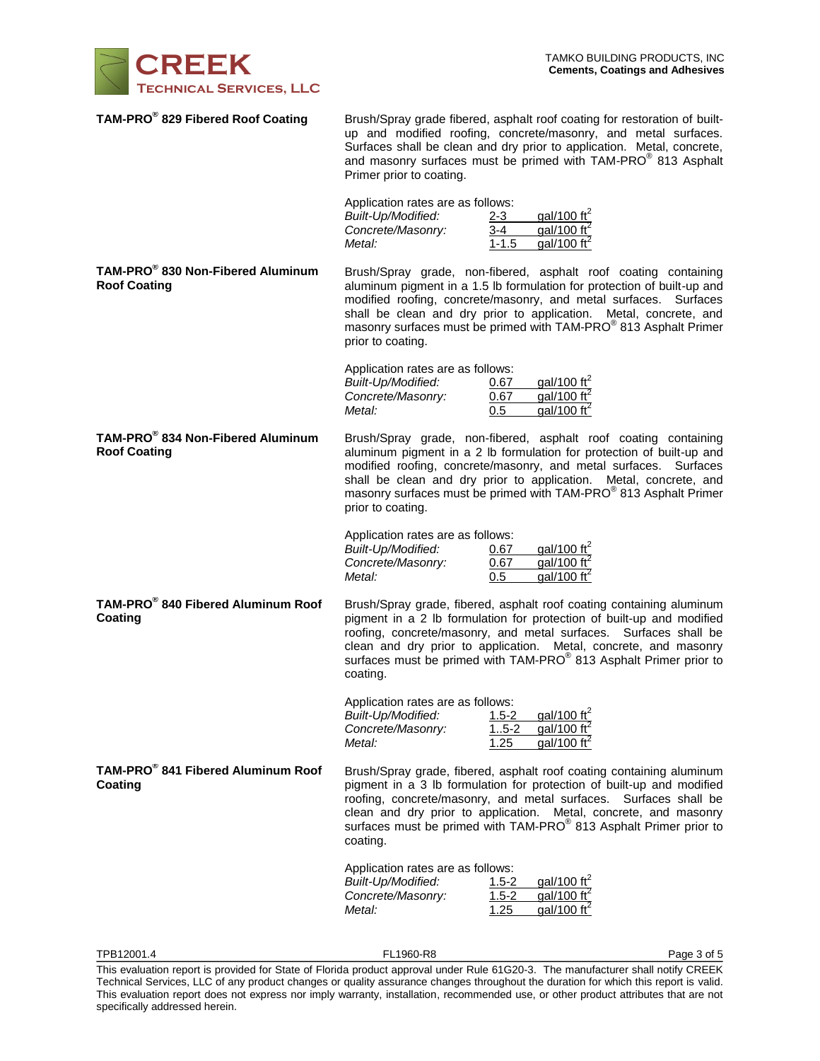**TAM-PRO® 829 Fibered Roof Coating**

Brush/Spray grade fibered, asphalt roof coating for restoration of built-up and modified roofing, concrete/masonry, and metal surfaces. Surfaces shall be clean and dry prior to application. Metal, concrete, and masonry surfaces must be primed with TAM-PRO® 813 Asphalt Primer prior to coating.

Application rates are as follows:

| | | |
|---|---|---|
| *Built-Up/Modified:* | 2-3 | gal/100 $ft^2$ |
| *Concrete/Masonry:* | 3-4 | gal/100 $ft^2$ |
| *Metal:* | 1-1.5 | gal/100 $ft^2$ |

**TAM-PRO® 830 Non-Fibered Aluminum Roof Coating**

Brush/Spray grade, non-fibered, asphalt roof coating containing aluminum pigment in a 1.5 lb formulation for protection of built-up and modified roofing, concrete/masonry, and metal surfaces. Surfaces shall be clean and dry prior to application. Metal, concrete, and masonry surfaces must be primed with TAM-PRO® 813 Asphalt Primer prior to coating.

Application rates are as follows:

| | | |
|---|---|---|
| *Built-Up/Modified:* | 0.67 | gal/100 $ft^2$ |
| *Concrete/Masonry:* | 0.67 | gal/100 $ft^2$ |
| *Metal:* | 0.5 | gal/100 $ft^2$ |

**TAM-PRO® 834 Non-Fibered Aluminum Roof Coating**

Brush/Spray grade, non-fibered, asphalt roof coating containing aluminum pigment in a 2 lb formulation for protection of built-up and modified roofing, concrete/masonry, and metal surfaces. Surfaces shall be clean and dry prior to application. Metal, concrete, and masonry surfaces must be primed with TAM-PRO® 813 Asphalt Primer prior to coating.

Application rates are as follows:

| | | |
|---|---|---|
| *Built-Up/Modified:* | 0.67 | gal/100 $ft^2$ |
| *Concrete/Masonry:* | 0.67 | gal/100 $ft^2$ |
| *Metal:* | 0.5 | gal/100 $ft^2$ |

**TAM-PRO® 840 Fibered Aluminum Roof Coating**

Brush/Spray grade, fibered, asphalt roof coating containing aluminum pigment in a 2 lb formulation for protection of built-up and modified roofing, concrete/masonry, and metal surfaces. Surfaces shall be clean and dry prior to application. Metal, concrete, and masonry surfaces must be primed with TAM-PRO® 813 Asphalt Primer prior to coating.

Application rates are as follows:

| | | |
|---|---|---|
| *Built-Up/Modified:* | 1.5-2 | gal/100 $ft^2$ |
| *Concrete/Masonry:* | 1..5-2 | gal/100 $ft^2$ |
| *Metal:* | 1.25 | gal/100 $ft^2$ |

**TAM-PRO® 841 Fibered Aluminum Roof Coating**

Brush/Spray grade, fibered, asphalt roof coating containing aluminum pigment in a 3 lb formulation for protection of built-up and modified roofing, concrete/masonry, and metal surfaces. Surfaces shall be clean and dry prior to application. Metal, concrete, and masonry surfaces must be primed with TAM-PRO® 813 Asphalt Primer prior to coating.

Application rates are as follows:

| | | |
|---|---|---|
| *Built-Up/Modified:* | 1.5-2 | gal/100 $ft^2$ |
| *Concrete/Masonry:* | 1.5-2 | gal/100 $ft^2$ |
| *Metal:* | 1.25 | gal/100 $ft^2$ |

This evaluation report is provided for State of Florida product approval under Rule 61G20-3. The manufacturer shall notify CREEK Technical Services, LLC of any product changes or quality assurance changes throughout the duration for which this report is valid. This evaluation report does not express nor imply warranty, installation, recommended use, or other product attributes that are not specifically addressed herein.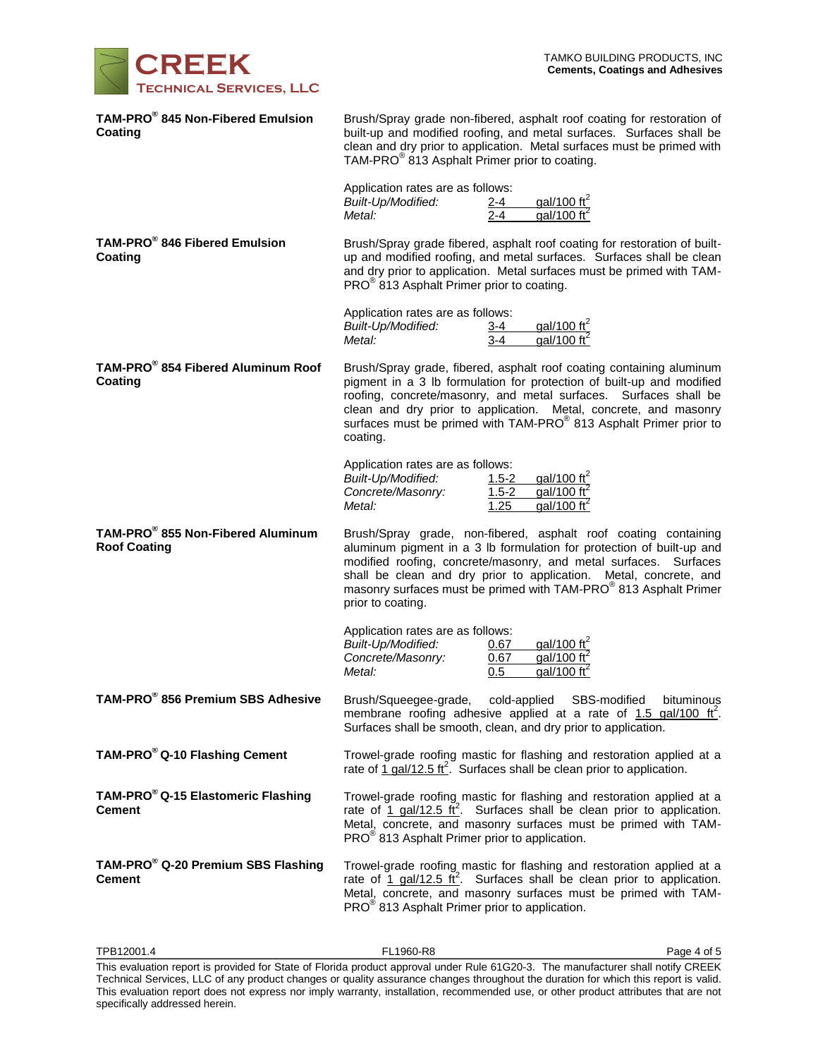**TAM-PRO® 845 Non-Fibered Emulsion Coating**

Brush/Spray grade non-fibered, asphalt roof coating for restoration of built-up and modified roofing, and metal surfaces. Surfaces shall be clean and dry prior to application. Metal surfaces must be primed with TAM-PRO® 813 Asphalt Primer prior to coating.

Application rates are as follows:

| | | |
|---|---|---|
| *Built-Up/Modified:* | 2-4 | gal/100 ft$^2$ |
| *Metal:* | 2-4 | gal/100 ft$^2$ |

**TAM-PRO® 846 Fibered Emulsion Coating**

Brush/Spray grade fibered, asphalt roof coating for restoration of built-up and modified roofing, and metal surfaces. Surfaces shall be clean and dry prior to application. Metal surfaces must be primed with TAM-PRO® 813 Asphalt Primer prior to coating.

Application rates are as follows:

| | | |
|---|---|---|
| *Built-Up/Modified:* | 3-4 | gal/100 ft$^2$ |
| *Metal:* | 3-4 | gal/100 ft$^2$ |

**TAM-PRO® 854 Fibered Aluminum Roof Coating**

Brush/Spray grade, fibered, asphalt roof coating containing aluminum pigment in a 3 lb formulation for protection of built-up and modified roofing, concrete/masonry, and metal surfaces. Surfaces shall be clean and dry prior to application. Metal, concrete, and masonry surfaces must be primed with TAM-PRO® 813 Asphalt Primer prior to coating.

Application rates are as follows:

| | | |
|---|---|---|
| *Built-Up/Modified:* | 1.5-2 | gal/100 ft$^2$ |
| *Concrete/Masonry:* | 1.5-2 | gal/100 ft$^2$ |
| *Metal:* | 1.25 | gal/100 ft$^2$ |

**TAM-PRO® 855 Non-Fibered Aluminum Roof Coating**

Brush/Spray grade, non-fibered, asphalt roof coating containing aluminum pigment in a 3 lb formulation for protection of built-up and modified roofing, concrete/masonry, and metal surfaces. Surfaces shall be clean and dry prior to application. Metal, concrete, and masonry surfaces must be primed with TAM-PRO® 813 Asphalt Primer prior to coating.

Application rates are as follows:

| | | |
|---|---|---|
| *Built-Up/Modified:* | 0.67 | gal/100 ft$^2$ |
| *Concrete/Masonry:* | 0.67 | gal/100 ft$^2$ |
| *Metal:* | 0.5 | gal/100 ft$^2$ |

**TAM-PRO® 856 Premium SBS Adhesive**

Brush/Squeegee-grade, cold-applied SBS-modified bituminous membrane roofing adhesive applied at a rate of 1.5 gal/100 ft$^2$. Surfaces shall be smooth, clean, and dry prior to application.

**TAM-PRO® Q-10 Flashing Cement**

Trowel-grade roofing mastic for flashing and restoration applied at a rate of 1 gal/12.5 ft$^2$. Surfaces shall be clean prior to application.

**TAM-PRO® Q-15 Elastomeric Flashing Cement**

Trowel-grade roofing mastic for flashing and restoration applied at a rate of 1 gal/12.5 ft$^2$. Surfaces shall be clean prior to application. Metal, concrete, and masonry surfaces must be primed with TAM-PRO® 813 Asphalt Primer prior to application.

**TAM-PRO® Q-20 Premium SBS Flashing Cement**

Trowel-grade roofing mastic for flashing and restoration applied at a rate of 1 gal/12.5 ft$^2$. Surfaces shall be clean prior to application. Metal, concrete, and masonry surfaces must be primed with TAM-PRO® 813 Asphalt Primer prior to application.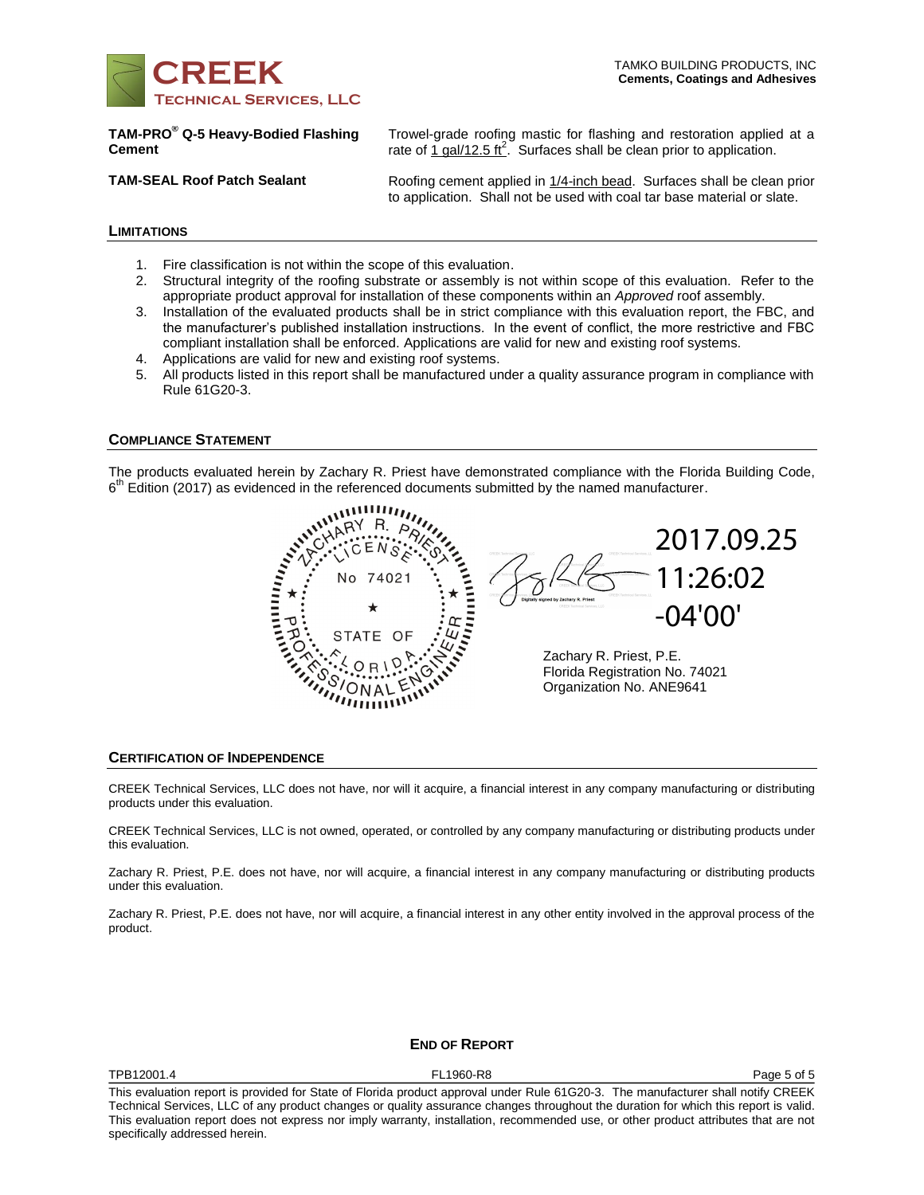| | |
|---|---|
| **TAM-PRO® Q-5 Heavy-Bodied Flashing Cement** | Trowel-grade roofing mastic for flashing and restoration applied at a rate of 1 gal/12.5 $ft^2$. Surfaces shall be clean prior to application. |
| **TAM-SEAL Roof Patch Sealant** | Roofing cement applied in 1/4-inch bead. Surfaces shall be clean prior to application. Shall not be used with coal tar base material or slate. |

## LIMITATIONS

1. Fire classification is not within the scope of this evaluation.
2. Structural integrity of the roofing substrate or assembly is not within scope of this evaluation. Refer to the appropriate product approval for installation of these components within an *Approved* roof assembly.
3. Installation of the evaluated products shall be in strict compliance with this evaluation report, the FBC, and the manufacturer's published installation instructions. In the event of conflict, the more restrictive and FBC compliant installation shall be enforced. Applications are valid for new and existing roof systems.
4. Applications are valid for new and existing roof systems.
5. All products listed in this report shall be manufactured under a quality assurance program in compliance with Rule 61G20-3.

## COMPLIANCE STATEMENT

The products evaluated herein by Zachary R. Priest have demonstrated compliance with the Florida Building Code, 6th Edition (2017) as evidenced in the referenced documents submitted by the named manufacturer.

ZACHARY R. PRIEST
LICENSE
No 74021
STATE OF FLORIDA
PROFESSIONAL ENGINEER

Digitally signed by Zachary R. Priest

2017.09.25 11:26:02 -04'00'

Zachary R. Priest, P.E.
Florida Registration No. 74021
Organization No. ANE9641

## CERTIFICATION OF INDEPENDENCE

CREEK Technical Services, LLC does not have, nor will it acquire, a financial interest in any company manufacturing or distributing products under this evaluation.

CREEK Technical Services, LLC is not owned, operated, or controlled by any company manufacturing or distributing products under this evaluation.

Zachary R. Priest, P.E. does not have, nor will acquire, a financial interest in any company manufacturing or distributing products under this evaluation.

Zachary R. Priest, P.E. does not have, nor will acquire, a financial interest in any other entity involved in the approval process of the product.

**END OF REPORT**

This evaluation report is provided for State of Florida product approval under Rule 61G20-3. The manufacturer shall notify CREEK Technical Services, LLC of any product changes or quality assurance changes throughout the duration for which this report is valid. This evaluation report does not express nor imply warranty, installation, recommended use, or other product attributes that are not specifically addressed herein.